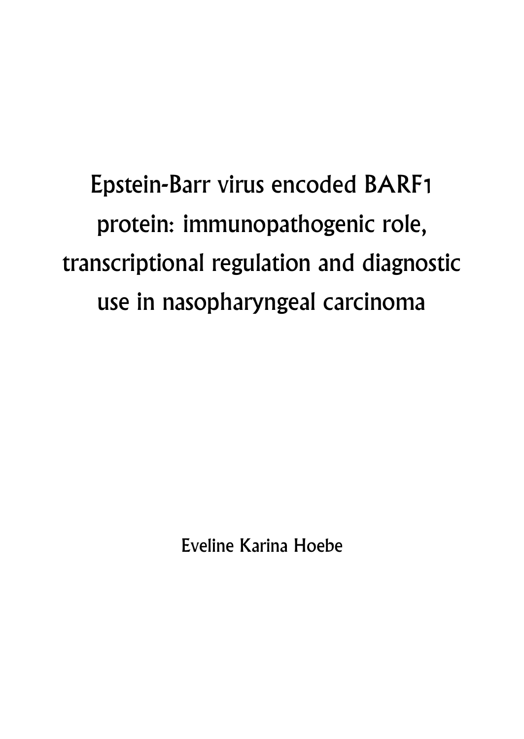# Epstein-Barr virus encoded BARF1 protein: immunopathogenic role, transcriptional regulation and diagnostic use in nasopharyngeal carcinoma

Eveline Karina Hoebe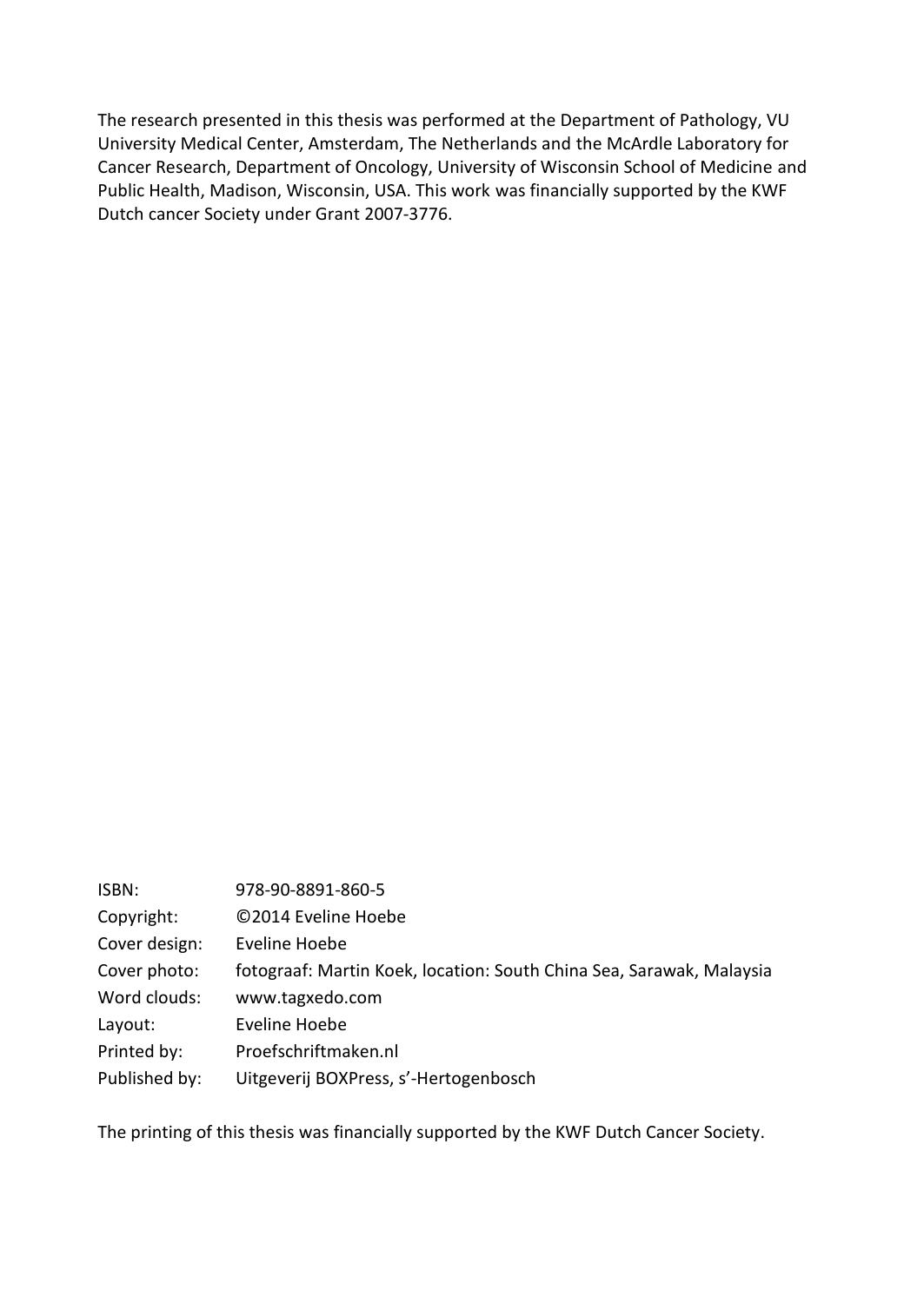The research presented in this thesis was performed at the Department of Pathology, VU University Medical Center, Amsterdam, The Netherlands and the McArdle Laboratory for Cancer Research, Department of Oncology, University of Wisconsin School of Medicine and Public Health, Madison, Wisconsin, USA. This work was financially supported by the KWF Dutch cancer Society under Grant 2007-3776.

| | |
|---|---|
| ISBN: | 978-90-8891-860-5 |
| Copyright: | ©2014 Eveline Hoebe |
| Cover design: | Eveline Hoebe |
| Cover photo: | fotograaf: Martin Koek, location: South China Sea, Sarawak, Malaysia |
| Word clouds: | www.tagxedo.com |
| Layout: | Eveline Hoebe |
| Printed by: | Proefschriftmaken.nl |
| Published by: | Uitgeverij BOXPress, s'-Hertogenbosch |

The printing of this thesis was financially supported by the KWF Dutch Cancer Society.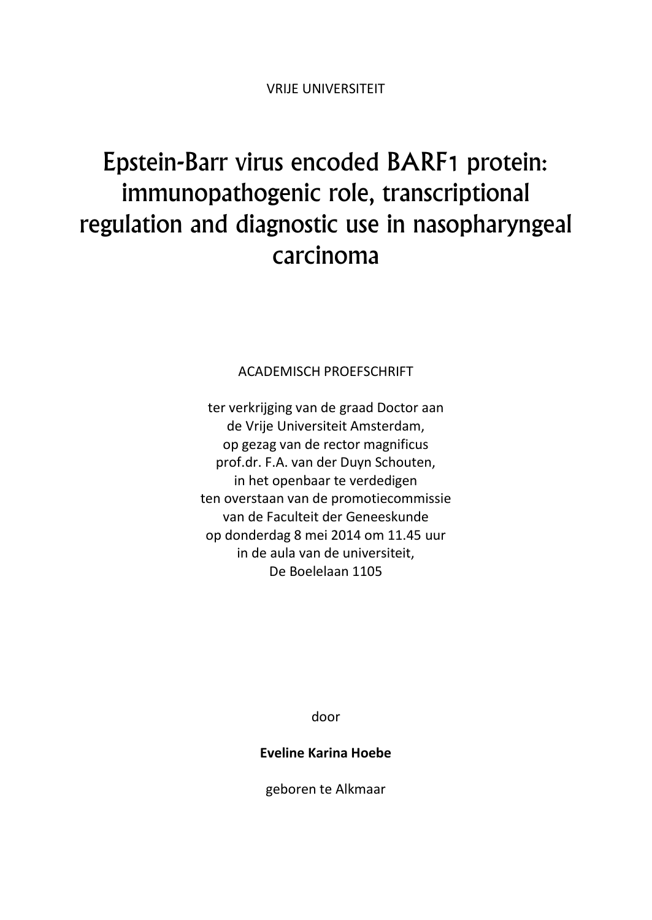VRIJE UNIVERSITEIT

# Epstein-Barr virus encoded BARF1 protein: immunopathogenic role, transcriptional regulation and diagnostic use in nasopharyngeal carcinoma

ACADEMISCH PROEFSCHRIFT

ter verkrijging van de graad Doctor aan
de Vrije Universiteit Amsterdam,
op gezag van de rector magnificus
prof.dr. F.A. van der Duyn Schouten,
in het openbaar te verdedigen
ten overstaan van de promotiecommissie
van de Faculteit der Geneeskunde
op donderdag 8 mei 2014 om 11.45 uur
in de aula van de universiteit,
De Boelelaan 1105

door

**Eveline Karina Hoebe**

geboren te Alkmaar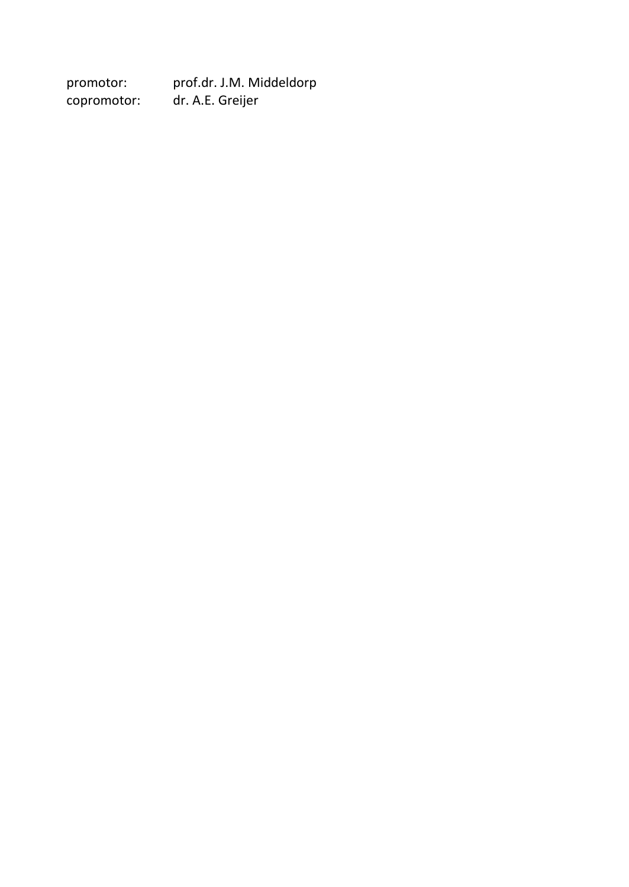promotor: prof.dr. J.M. Middeldorp
copromotor: dr. A.E. Greijer